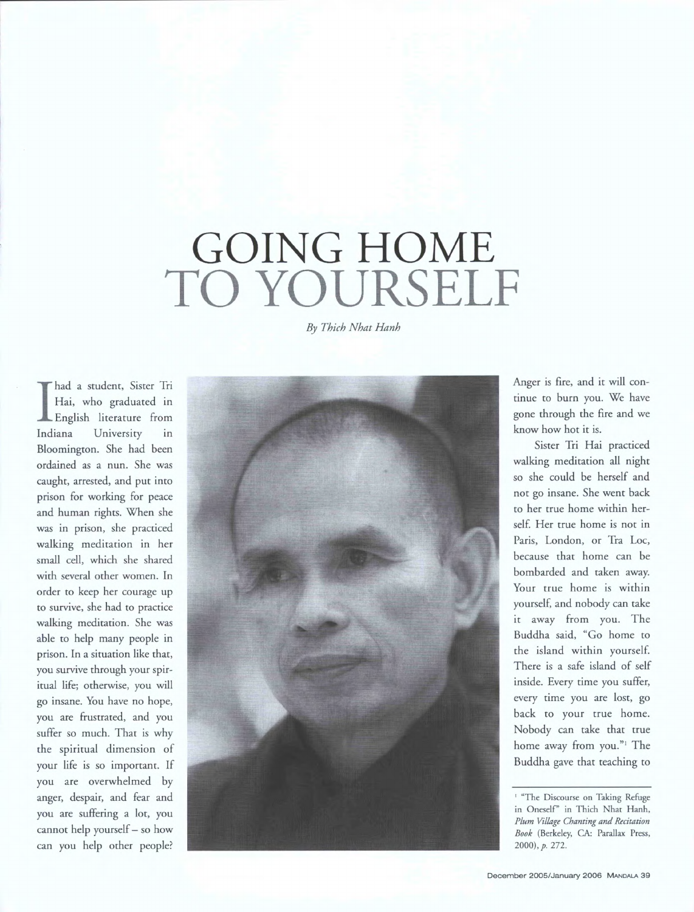# GOING HOME TO YOURSELF

*By Thich Nhat Hanh*

I had a student, Sister Tri Hai, who graduated in English literature from Indiana University in Bloomington. She had been ordained as a nun. She was caught, arrested, and put into prison for working for peace and human rights. When she was in prison, she practiced walking meditation in her small cell, which she shared with several other women. In order to keep her courage up to survive, she had to practice walking meditation. She was able to help many people in prison. In a situation like that, you survive through your spiritual life; otherwise, you will go insane. You have no hope, you are frustrated, and you suffer so much. That is why the spiritual dimension of your life is so important. If you are overwhelmed by anger, despair, and fear and you are suffering a lot, you cannot help yourself – so how can you help other people? Anger is fire, and it will continue to burn you. We have gone through the fire and we know how hot it is.

Sister Tri Hai practiced walking meditation all night so she could be herself and not go insane. She went back to her true home within herself. Her true home is not in Paris, London, or Tra Loc, because that home can be bombarded and taken away. Your true home is within yourself, and nobody can take it away from you. The Buddha said, "Go home to the island within yourself. There is a safe island of self inside. Every time you suffer, every time you are lost, go back to your true home. Nobody can take that true home away from you."[1] The Buddha gave that teaching to

[1] "The Discourse on Taking Refuge in Oneself" in Thich Nhat Hanh, *Plum Village Chanting and Recitation Book* (Berkeley, CA: Parallax Press, 2000), p. 272.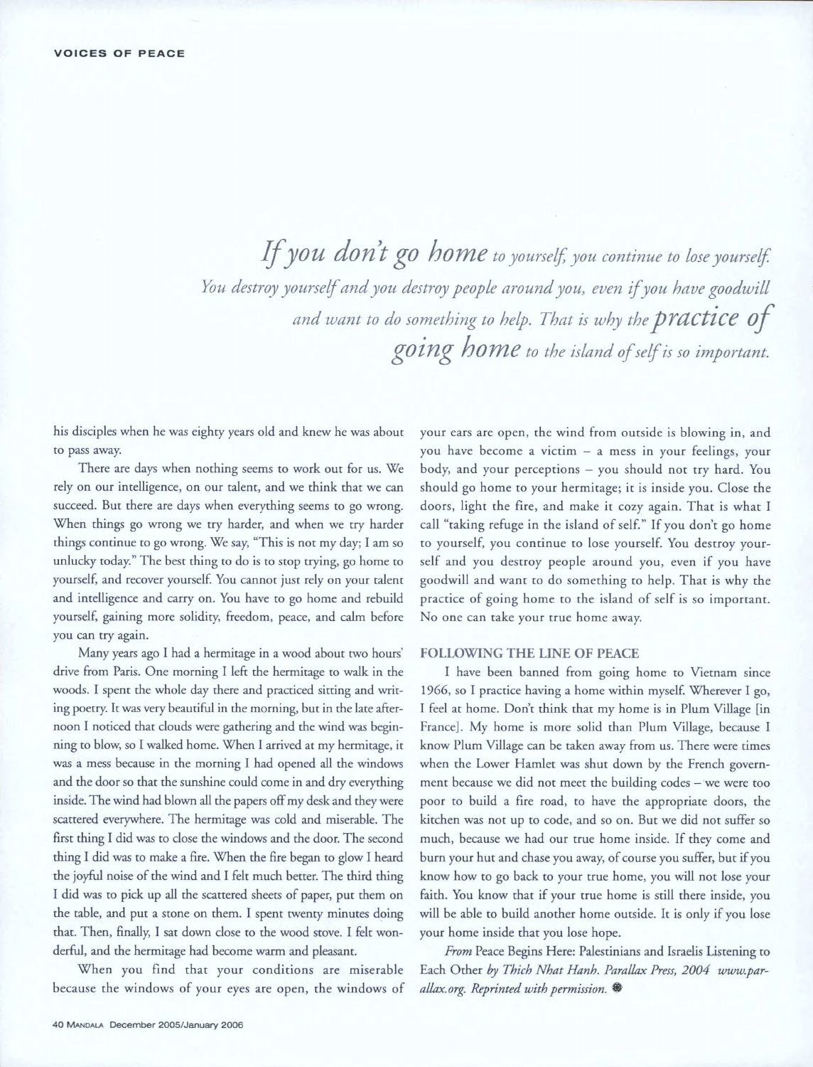*If you don't go home to yourself, you continue to lose yourself. You destroy yourself and you destroy people around you, even if you have goodwill and want to do something to help. That is why the practice of going home to the island of self is so important.*

his disciples when he was eighty years old and knew he was about to pass away.

There are days when nothing seems to work out for us. We rely on our intelligence, on our talent, and we think that we can succeed. But there are days when everything seems to go wrong. When things go wrong we try harder, and when we try harder things continue to go wrong. We say, "This is not my day; I am so unlucky today." The best thing to do is to stop trying, go home to yourself, and recover yourself. You cannot just rely on your talent and intelligence and carry on. You have to go home and rebuild yourself, gaining more solidity, freedom, peace, and calm before you can try again.

Many years ago I had a hermitage in a wood about two hours' drive from Paris. One morning I left the hermitage to walk in the woods. I spent the whole day there and practiced sitting and writing poetry. It was very beautiful in the morning, but in the late afternoon I noticed that clouds were gathering and the wind was beginning to blow, so I walked home. When I arrived at my hermitage, it was a mess because in the morning I had opened all the windows and the door so that the sunshine could come in and dry everything inside. The wind had blown all the papers off my desk and they were scattered everywhere. The hermitage was cold and miserable. The first thing I did was to close the windows and the door. The second thing I did was to make a fire. When the fire began to glow I heard the joyful noise of the wind and I felt much better. The third thing I did was to pick up all the scattered sheets of paper, put them on the table, and put a stone on them. I spent twenty minutes doing that. Then, finally, I sat down close to the wood stove. I felt wonderful, and the hermitage had become warm and pleasant.

When you find that your conditions are miserable because the windows of your eyes are open, the windows of your ears are open, the wind from outside is blowing in, and you have become a victim – a mess in your feelings, your body, and your perceptions – you should not try hard. You should go home to your hermitage; it is inside you. Close the doors, light the fire, and make it cozy again. That is what I call "taking refuge in the island of self." If you don't go home to yourself, you continue to lose yourself. You destroy yourself and you destroy people around you, even if you have goodwill and want to do something to help. That is why the practice of going home to the island of self is so important. No one can take your true home away.

### FOLLOWING THE LINE OF PEACE

I have been banned from going home to Vietnam since 1966, so I practice having a home within myself. Wherever I go, I feel at home. Don't think that my home is in Plum Village [in France]. My home is more solid than Plum Village, because I know Plum Village can be taken away from us. There were times when the Lower Hamlet was shut down by the French government because we did not meet the building codes – we were too poor to build a fire road, to have the appropriate doors, the kitchen was not up to code, and so on. But we did not suffer so much, because we had our true home inside. If they come and burn your hut and chase you away, of course you suffer, but if you know how to go back to your true home, you will not lose your faith. You know that if your true home is still there inside, you will be able to build another home outside. It is only if you lose your home inside that you lose hope.

*From* Peace Begins Here: Palestinians and Israelis Listening to Each Other *by Thich Nhat Hanh. Parallax Press, 2004 www.parallax.org. Reprinted with permission.*